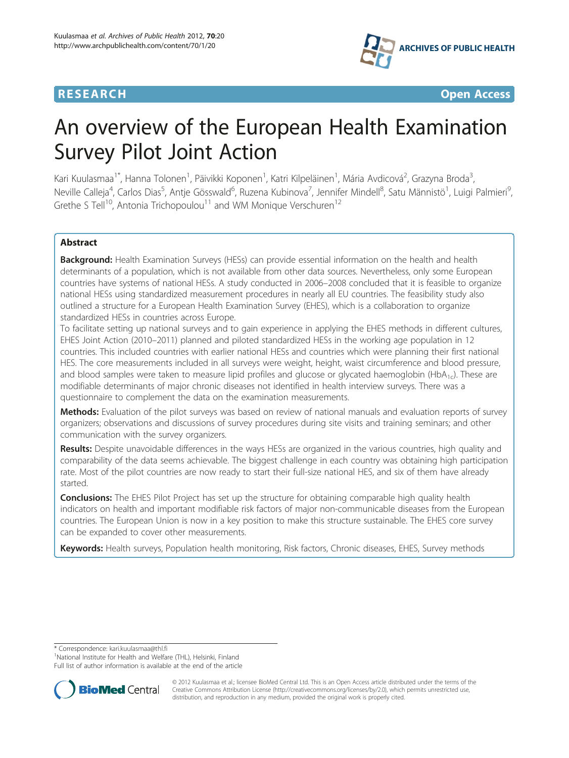**RESEARCH** **Open Access**

# An overview of the European Health Examination Survey Pilot Joint Action

Kari Kuulasmaa[1*], Hanna Tolonen[1], Päivikki Koponen[1], Katri Kilpeläinen[1], Mária Avdicová[2], Grazyna Broda[3], Neville Calleja[4], Carlos Dias[5], Antje Gösswald[6], Ruzena Kubinova[7], Jennifer Mindell[8], Satu Männistö[1], Luigi Palmieri[9], Grethe S Tell[10], Antonia Trichopoulou[11] and WM Monique Verschuren[12]

## Abstract

**Background:** Health Examination Surveys (HESs) can provide essential information on the health and health determinants of a population, which is not available from other data sources. Nevertheless, only some European countries have systems of national HESs. A study conducted in 2006–2008 concluded that it is feasible to organize national HESs using standardized measurement procedures in nearly all EU countries. The feasibility study also outlined a structure for a European Health Examination Survey (EHES), which is a collaboration to organize standardized HESs in countries across Europe.

To facilitate setting up national surveys and to gain experience in applying the EHES methods in different cultures, EHES Joint Action (2010–2011) planned and piloted standardized HESs in the working age population in 12 countries. This included countries with earlier national HESs and countries which were planning their first national HES. The core measurements included in all surveys were weight, height, waist circumference and blood pressure, and blood samples were taken to measure lipid profiles and glucose or glycated haemoglobin ($HbA_{1c}$). These are modifiable determinants of major chronic diseases not identified in health interview surveys. There was a questionnaire to complement the data on the examination measurements.

**Methods:** Evaluation of the pilot surveys was based on review of national manuals and evaluation reports of survey organizers; observations and discussions of survey procedures during site visits and training seminars; and other communication with the survey organizers.

**Results:** Despite unavoidable differences in the ways HESs are organized in the various countries, high quality and comparability of the data seems achievable. The biggest challenge in each country was obtaining high participation rate. Most of the pilot countries are now ready to start their full-size national HES, and six of them have already started.

**Conclusions:** The EHES Pilot Project has set up the structure for obtaining comparable high quality health indicators on health and important modifiable risk factors of major non-communicable diseases from the European countries. The European Union is now in a key position to make this structure sustainable. The EHES core survey can be expanded to cover other measurements.

**Keywords:** Health surveys, Population health monitoring, Risk factors, Chronic diseases, EHES, Survey methods

---

* Correspondence: kari.kuulasmaa@thl.fi
[1]National Institute for Health and Welfare (THL), Helsinki, Finland
Full list of author information is available at the end of the article

© 2012 Kuulasmaa et al.; licensee BioMed Central Ltd. This is an Open Access article distributed under the terms of the Creative Commons Attribution License (http://creativecommons.org/licenses/by/2.0), which permits unrestricted use, distribution, and reproduction in any medium, provided the original work is properly cited.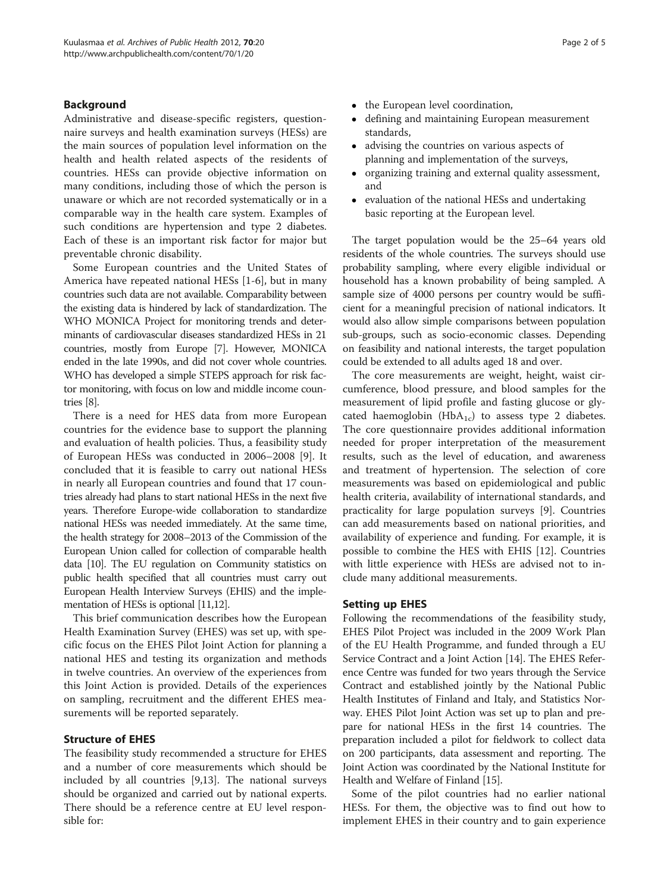## Background

Administrative and disease-specific registers, questionnaire surveys and health examination surveys (HESs) are the main sources of population level information on the health and health related aspects of the residents of countries. HESs can provide objective information on many conditions, including those of which the person is unaware or which are not recorded systematically or in a comparable way in the health care system. Examples of such conditions are hypertension and type 2 diabetes. Each of these is an important risk factor for major but preventable chronic disability.

Some European countries and the United States of America have repeated national HESs [1-6], but in many countries such data are not available. Comparability between the existing data is hindered by lack of standardization. The WHO MONICA Project for monitoring trends and determinants of cardiovascular diseases standardized HESs in 21 countries, mostly from Europe [7]. However, MONICA ended in the late 1990s, and did not cover whole countries. WHO has developed a simple STEPS approach for risk factor monitoring, with focus on low and middle income countries [8].

There is a need for HES data from more European countries for the evidence base to support the planning and evaluation of health policies. Thus, a feasibility study of European HESs was conducted in 2006–2008 [9]. It concluded that it is feasible to carry out national HESs in nearly all European countries and found that 17 countries already had plans to start national HESs in the next five years. Therefore Europe-wide collaboration to standardize national HESs was needed immediately. At the same time, the health strategy for 2008–2013 of the Commission of the European Union called for collection of comparable health data [10]. The EU regulation on Community statistics on public health specified that all countries must carry out European Health Interview Surveys (EHIS) and the implementation of HESs is optional [11,12].

This brief communication describes how the European Health Examination Survey (EHES) was set up, with specific focus on the EHES Pilot Joint Action for planning a national HES and testing its organization and methods in twelve countries. An overview of the experiences from this Joint Action is provided. Details of the experiences on sampling, recruitment and the different EHES measurements will be reported separately.

## Structure of EHES

The feasibility study recommended a structure for EHES and a number of core measurements which should be included by all countries [9,13]. The national surveys should be organized and carried out by national experts. There should be a reference centre at EU level responsible for:

- the European level coordination,
- defining and maintaining European measurement standards,
- advising the countries on various aspects of planning and implementation of the surveys,
- organizing training and external quality assessment, and
- evaluation of the national HESs and undertaking basic reporting at the European level.

The target population would be the 25–64 years old residents of the whole countries. The surveys should use probability sampling, where every eligible individual or household has a known probability of being sampled. A sample size of 4000 persons per country would be sufficient for a meaningful precision of national indicators. It would also allow simple comparisons between population sub-groups, such as socio-economic classes. Depending on feasibility and national interests, the target population could be extended to all adults aged 18 and over.

The core measurements are weight, height, waist circumference, blood pressure, and blood samples for the measurement of lipid profile and fasting glucose or glycated haemoglobin ($HbA_{1c}$) to assess type 2 diabetes. The core questionnaire provides additional information needed for proper interpretation of the measurement results, such as the level of education, and awareness and treatment of hypertension. The selection of core measurements was based on epidemiological and public health criteria, availability of international standards, and practicality for large population surveys [9]. Countries can add measurements based on national priorities, and availability of experience and funding. For example, it is possible to combine the HES with EHIS [12]. Countries with little experience with HESs are advised not to include many additional measurements.

## Setting up EHES

Following the recommendations of the feasibility study, EHES Pilot Project was included in the 2009 Work Plan of the EU Health Programme, and funded through a EU Service Contract and a Joint Action [14]. The EHES Reference Centre was funded for two years through the Service Contract and established jointly by the National Public Health Institutes of Finland and Italy, and Statistics Norway. EHES Pilot Joint Action was set up to plan and prepare for national HESs in the first 14 countries. The preparation included a pilot for fieldwork to collect data on 200 participants, data assessment and reporting. The Joint Action was coordinated by the National Institute for Health and Welfare of Finland [15].

Some of the pilot countries had no earlier national HESs. For them, the objective was to find out how to implement EHES in their country and to gain experience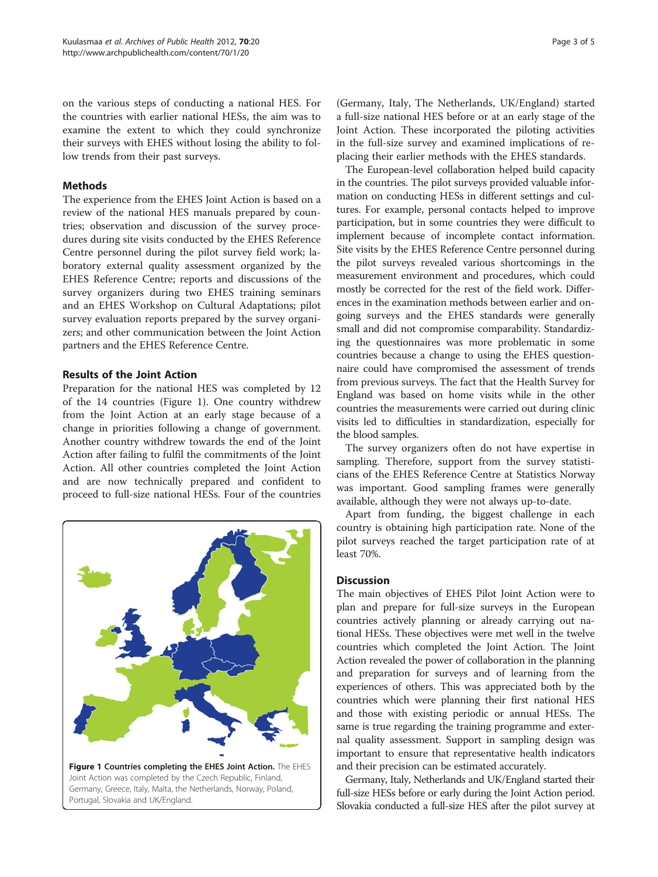on the various steps of conducting a national HES. For the countries with earlier national HESs, the aim was to examine the extent to which they could synchronize their surveys with EHES without losing the ability to follow trends from their past surveys.

## Methods

The experience from the EHES Joint Action is based on a review of the national HES manuals prepared by countries; observation and discussion of the survey procedures during site visits conducted by the EHES Reference Centre personnel during the pilot survey field work; laboratory external quality assessment organized by the EHES Reference Centre; reports and discussions of the survey organizers during two EHES training seminars and an EHES Workshop on Cultural Adaptations; pilot survey evaluation reports prepared by the survey organizers; and other communication between the Joint Action partners and the EHES Reference Centre.

## Results of the Joint Action

Preparation for the national HES was completed by 12 of the 14 countries (Figure 1). One country withdrew from the Joint Action at an early stage because of a change in priorities following a change of government. Another country withdrew towards the end of the Joint Action after failing to fulfil the commitments of the Joint Action. All other countries completed the Joint Action and are now technically prepared and confident to proceed to full-size national HESs. Four of the countries (Germany, Italy, The Netherlands, UK/England) started a full-size national HES before or at an early stage of the Joint Action. These incorporated the piloting activities in the full-size survey and examined implications of replacing their earlier methods with the EHES standards.

**Figure 1 Countries completing the EHES Joint Action.** The EHES Joint Action was completed by the Czech Republic, Finland, Germany, Greece, Italy, Malta, the Netherlands, Norway, Poland, Portugal, Slovakia and UK/England.

The European-level collaboration helped build capacity in the countries. The pilot surveys provided valuable information on conducting HESs in different settings and cultures. For example, personal contacts helped to improve participation, but in some countries they were difficult to implement because of incomplete contact information. Site visits by the EHES Reference Centre personnel during the pilot surveys revealed various shortcomings in the measurement environment and procedures, which could mostly be corrected for the rest of the field work. Differences in the examination methods between earlier and ongoing surveys and the EHES standards were generally small and did not compromise comparability. Standardizing the questionnaires was more problematic in some countries because a change to using the EHES questionnaire could have compromised the assessment of trends from previous surveys. The fact that the Health Survey for England was based on home visits while in the other countries the measurements were carried out during clinic visits led to difficulties in standardization, especially for the blood samples.

The survey organizers often do not have expertise in sampling. Therefore, support from the survey statisticians of the EHES Reference Centre at Statistics Norway was important. Good sampling frames were generally available, although they were not always up-to-date.

Apart from funding, the biggest challenge in each country is obtaining high participation rate. None of the pilot surveys reached the target participation rate of at least 70%.

## Discussion

The main objectives of EHES Pilot Joint Action were to plan and prepare for full-size surveys in the European countries actively planning or already carrying out national HESs. These objectives were met well in the twelve countries which completed the Joint Action. The Joint Action revealed the power of collaboration in the planning and preparation for surveys and of learning from the experiences of others. This was appreciated both by the countries which were planning their first national HES and those with existing periodic or annual HESs. The same is true regarding the training programme and external quality assessment. Support in sampling design was important to ensure that representative health indicators and their precision can be estimated accurately.

Germany, Italy, Netherlands and UK/England started their full-size HESs before or early during the Joint Action period. Slovakia conducted a full-size HES after the pilot survey at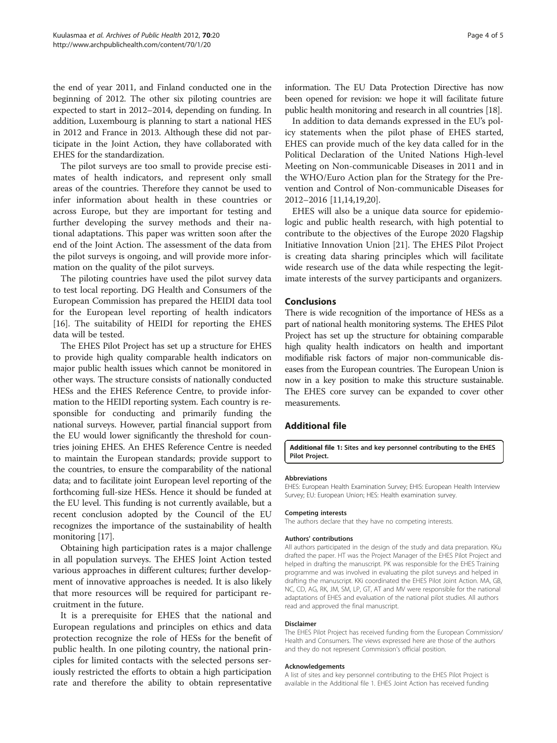the end of year 2011, and Finland conducted one in the beginning of 2012. The other six piloting countries are expected to start in 2012–2014, depending on funding. In addition, Luxembourg is planning to start a national HES in 2012 and France in 2013. Although these did not participate in the Joint Action, they have collaborated with EHES for the standardization.

The pilot surveys are too small to provide precise estimates of health indicators, and represent only small areas of the countries. Therefore they cannot be used to infer information about health in these countries or across Europe, but they are important for testing and further developing the survey methods and their national adaptations. This paper was written soon after the end of the Joint Action. The assessment of the data from the pilot surveys is ongoing, and will provide more information on the quality of the pilot surveys.

The piloting countries have used the pilot survey data to test local reporting. DG Health and Consumers of the European Commission has prepared the HEIDI data tool for the European level reporting of health indicators [16]. The suitability of HEIDI for reporting the EHES data will be tested.

The EHES Pilot Project has set up a structure for EHES to provide high quality comparable health indicators on major public health issues which cannot be monitored in other ways. The structure consists of nationally conducted HESs and the EHES Reference Centre, to provide information to the HEIDI reporting system. Each country is responsible for conducting and primarily funding the national surveys. However, partial financial support from the EU would lower significantly the threshold for countries joining EHES. An EHES Reference Centre is needed to maintain the European standards; provide support to the countries, to ensure the comparability of the national data; and to facilitate joint European level reporting of the forthcoming full-size HESs. Hence it should be funded at the EU level. This funding is not currently available, but a recent conclusion adopted by the Council of the EU recognizes the importance of the sustainability of health monitoring [17].

Obtaining high participation rates is a major challenge in all population surveys. The EHES Joint Action tested various approaches in different cultures; further development of innovative approaches is needed. It is also likely that more resources will be required for participant recruitment in the future.

It is a prerequisite for EHES that the national and European regulations and principles on ethics and data protection recognize the role of HESs for the benefit of public health. In one piloting country, the national principles for limited contacts with the selected persons seriously restricted the efforts to obtain a high participation rate and therefore the ability to obtain representative information. The EU Data Protection Directive has now been opened for revision: we hope it will facilitate future public health monitoring and research in all countries [18].

In addition to data demands expressed in the EU's policy statements when the pilot phase of EHES started, EHES can provide much of the key data called for in the Political Declaration of the United Nations High-level Meeting on Non-communicable Diseases in 2011 and in the WHO/Euro Action plan for the Strategy for the Prevention and Control of Non-communicable Diseases for 2012–2016 [11,14,19,20].

EHES will also be a unique data source for epidemiologic and public health research, with high potential to contribute to the objectives of the Europe 2020 Flagship Initiative Innovation Union [21]. The EHES Pilot Project is creating data sharing principles which will facilitate wide research use of the data while respecting the legitimate interests of the survey participants and organizers.

## Conclusions

There is wide recognition of the importance of HESs as a part of national health monitoring systems. The EHES Pilot Project has set up the structure for obtaining comparable high quality health indicators on health and important modifiable risk factors of major non-communicable diseases from the European countries. The European Union is now in a key position to make this structure sustainable. The EHES core survey can be expanded to cover other measurements.

## Additional file

**Additional file 1: Sites and key personnel contributing to the EHES Pilot Project.**

#### Abbreviations

EHES: European Health Examination Survey; EHIS: European Health Interview Survey; EU: European Union; HES: Health examination survey.

#### Competing interests

The authors declare that they have no competing interests.

#### Authors' contributions

All authors participated in the design of the study and data preparation. KKu drafted the paper. HT was the Project Manager of the EHES Pilot Project and helped in drafting the manuscript. PK was responsible for the EHES Training programme and was involved in evaluating the pilot surveys and helped in drafting the manuscript. KKi coordinated the EHES Pilot Joint Action. MA, GB, NC, CD, AG, RK, JM, SM, LP, GT, AT and MV were responsible for the national adaptations of EHES and evaluation of the national pilot studies. All authors read and approved the final manuscript.

#### Disclaimer

The EHES Pilot Project has received funding from the European Commission/ Health and Consumers. The views expressed here are those of the authors and they do not represent Commission's official position.

#### Acknowledgements

A list of sites and key personnel contributing to the EHES Pilot Project is available in the Additional file 1. EHES Joint Action has received funding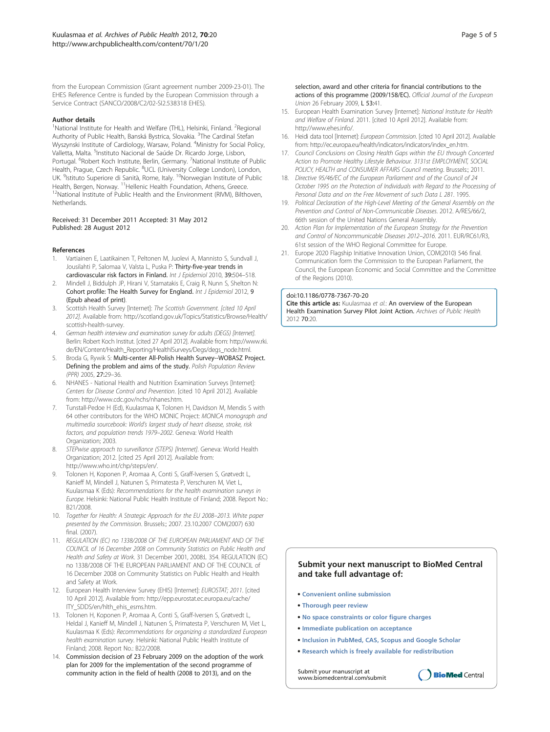from the European Commission (Grant agreement number 2009-23-01). The EHES Reference Centre is funded by the European Commission through a Service Contract (SANCO/2008/C2/02-SI2.538318 EHES).

### Author details

[1]National Institute for Health and Welfare (THL), Helsinki, Finland. [2]Regional Authority of Public Health, Banská Bystrica, Slovakia. [3]The Cardinal Stefan Wyszynski Institute of Cardiology, Warsaw, Poland. [4]Ministry for Social Policy, Valletta, Malta. [5]Instituto Nacional de Saúde Dr. Ricardo Jorge, Lisbon, Portugal. [6]Robert Koch Institute, Berlin, Germany. [7]National Institute of Public Health, Prague, Czech Republic. [8]UCL (University College London), London, UK. [9]Istituto Superiore di Sanità, Rome, Italy. [10]Norwegian Institute of Public Health, Bergen, Norway. [11]Hellenic Health Foundation, Athens, Greece. [12]National Institute of Public Health and the Environment (RIVM), Bilthoven, Netherlands.

Received: 31 December 2011 Accepted: 31 May 2012
Published: 28 August 2012

### References

1. Vartiainen E, Laatikainen T, Peltonen M, Juolevi A, Mannisto S, Sundvall J, Jousilahti P, Salomaa V, Valsta L, Puska P: **Thirty-five-year trends in cardiovascular risk factors in Finland.** *Int J Epidemiol* 2010, **39**:504–518.
2. Mindell J, Biddulph JP, Hirani V, Stamatakis E, Craig R, Nunn S, Shelton N: **Cohort profile: The Health Survey for England.** *Int J Epidemiol* 2012, **9** **(Epub ahead of print)**.
3. Scottish Health Survey [Internet]: *The Scottish Government. [cited 10 April 2012]*. Available from: http://scotland.gov.uk/Topics/Statistics/Browse/Health/scottish-health-survey.
4. *German health interview and examination survey for adults (DEGS) [Internet]*. Berlin: Robert Koch Institut. [cited 27 April 2012]. Available from: http://www.rki.de/EN/Content/Health_Reporting/HealthSurveys/Degs/degs_node.html.
5. Broda G, Rywik S: **Multi-center All-Polish Health Survey--WOBASZ Project. Defining the problem and aims of the study.** *Polish Population Review (PPR)* 2005, **27**:29–36.
6. NHANES - National Health and Nutrition Examination Surveys [Internet]: *Centers for Disease Control and Prevention*. [cited 10 April 2012]. Available from: http://www.cdc.gov/nchs/nhanes.htm.
7. Tunstall-Pedoe H (Ed), Kuulasmaa K, Tolonen H, Davidson M, Mendis S with 64 other contributors for the WHO MONIC Project: *MONICA monograph and multimedia sourcebook: World's largest study of heart disease, stroke, risk factors, and population trends 1979–2002*. Geneva: World Health Organization; 2003.
8. *STEPwise approach to surveillance (STEPS) [Internet]*. Geneva: World Health Organization; 2012. [cited 25 April 2012]. Available from: http://www.who.int/chp/steps/en/.
9. Tolonen H, Koponen P, Aromaa A, Conti S, Graff-Iversen S, Grøtvedt L, Kanieff M, Mindell J, Natunen S, Primatesta P, Verschuren M, Viet L, Kuulasmaa K (Eds): *Recommendations for the health examination surveys in Europe*. Helsinki: National Public Health Institute of Finland; 2008. Report No.: B21/2008.
10. *Together for Health: A Strategic Approach for the EU 2008–2013. White paper presented by the Commission*. Brussels:; 2007. 23.10.2007 COM(2007) 630 final. (2007).
11. *REGULATION (EC) no 1338/2008 OF THE EUROPEAN PARLIAMENT AND OF THE COUNCIL of 16 December 2008 on Community Statistics on Public Health and Health and Safety at Work*. 31 December 2001, 2008:L 354. REGULATION (EC) no 1338/2008 OF THE EUROPEAN PARLIAMENT AND OF THE COUNCIL of 16 December 2008 on Community Statistics on Public Health and Health and Safety at Work.
12. European Health Interview Survey (EHIS) [Internet]: *EUROSTAT; 2011*. [cited 10 April 2012]. Available from: http://epp.eurostat.ec.europa.eu/cache/ITY_SDDS/en/hlth_ehis_esms.htm.
13. Tolonen H, Koponen P, Aromaa A, Conti S, Graff-Iversen S, Grøtvedt L, Heldal J, Kanieff M, Mindell J, Natunen S, Primatesta P, Verschuren M, Viet L, Kuulasmaa K (Eds): *Recommendations for organizing a standardized European health examination survey*. Helsinki: National Public Health Institute of Finland; 2008. Report No.: B22/2008.
14. **Commission decision of 23 February 2009 on the adoption of the work plan for 2009 for the implementation of the second programme of community action in the field of health (2008 to 2013), and on the selection, award and other criteria for financial contributions to the actions of this programme (2009/158/EC).** *Official Journal of the European Union* 26 February 2009, **L 53**:41.
15. European Health Examination Survey [Internet]: *National Institute for Health and Welfare of Finland*. 2011. [cited 10 April 2012]. Available from: http://www.ehes.info/.
16. Heidi data tool [Internet]: *European Commission*. [cited 10 April 2012]. Available from: http://ec.europa.eu/health/indicators/indicators/index_en.htm.
17. *Council Conclusions on Closing Health Gaps within the EU through Concerted Action to Promote Healthy Lifestyle Behaviour. 3131st EMPLOYMENT, SOCIAL POLICY, HEALTH and CONSUMER AFFAIRS Council meeting*. Brussels:; 2011.
18. *Directive 95/46/EC of the European Parliament and of the Council of 24 October 1995 on the Protection of Individuals with Regard to the Processing of Personal Data and on the Free Movement of such Data L 281*. 1995.
19. *Political Declaration of the High-Level Meeting of the General Assembly on the Prevention and Control of Non-Communicable Diseases*. 2012. A/RES/66/2, 66th session of the United Nations General Assembly.
20. *Action Plan for Implementation of the European Strategy for the Prevention and Control of Noncommunicable Diseases 2012–2016*. 2011. EUR/RC61/R3, 61st session of the WHO Regional Committee for Europe.
21. Europe 2020 Flagship Initiative Innovation Union, COM(2010) 546 final. Communication form the Commission to the European Parliament, the Council, the European Economic and Social Committee and the Committee of the Regions (2010).

doi:10.1186/0778-7367-70-20

**Cite this article as:** Kuulasmaa *et al.*: An overview of the European Health Examination Survey Pilot Joint Action. *Archives of Public Health* 2012 **70**:20.

**Submit your next manuscript to BioMed Central and take full advantage of:**

- Convenient online submission
- Thorough peer review
- No space constraints or color figure charges
- Immediate publication on acceptance
- Inclusion in PubMed, CAS, Scopus and Google Scholar
- Research which is freely available for redistribution

Submit your manuscript at www.biomedcentral.com/submit

BioMed Central